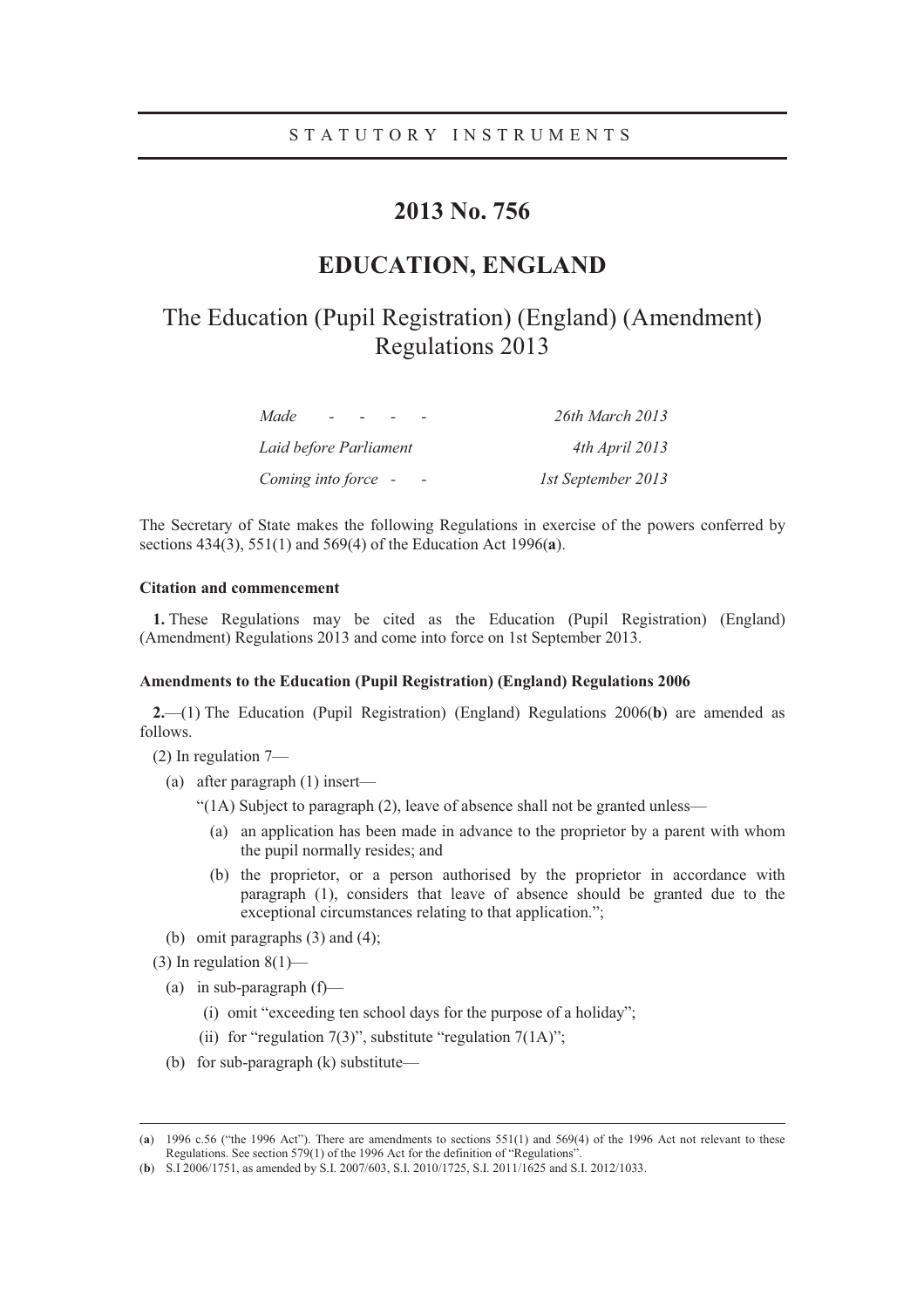STATUTORY INSTRUMENTS

# 2013 No. 756

# EDUCATION, ENGLAND

## The Education (Pupil Registration) (England) (Amendment) Regulations 2013

| | |
|---|---|
| *Made* - - - - | *26th March 2013* |
| *Laid before Parliament* | *4th April 2013* |
| *Coming into force* - - | *1st September 2013* |

The Secretary of State makes the following Regulations in exercise of the powers conferred by sections 434(3), 551(1) and 569(4) of the Education Act 1996(**a**).

**Citation and commencement**

**1.** These Regulations may be cited as the Education (Pupil Registration) (England) (Amendment) Regulations 2013 and come into force on 1st September 2013.

**Amendments to the Education (Pupil Registration) (England) Regulations 2006**

**2.**—(1) The Education (Pupil Registration) (England) Regulations 2006(**b**) are amended as follows.

(2) In regulation 7—

(a) after paragraph (1) insert—

"(1A) Subject to paragraph (2), leave of absence shall not be granted unless—

(a) an application has been made in advance to the proprietor by a parent with whom the pupil normally resides; and

(b) the proprietor, or a person authorised by the proprietor in accordance with paragraph (1), considers that leave of absence should be granted due to the exceptional circumstances relating to that application.";

(b) omit paragraphs (3) and (4);

(3) In regulation 8(1)—

(a) in sub-paragraph (f)—

(i) omit "exceeding ten school days for the purpose of a holiday";

(ii) for "regulation 7(3)", substitute "regulation 7(1A)";

(b) for sub-paragraph (k) substitute—

---

(**a**) 1996 c.56 ("the 1996 Act"). There are amendments to sections 551(1) and 569(4) of the 1996 Act not relevant to these Regulations. See section 579(1) of the 1996 Act for the definition of "Regulations".

(**b**) S.I 2006/1751, as amended by S.I. 2007/603, S.I. 2010/1725, S.I. 2011/1625 and S.I. 2012/1033.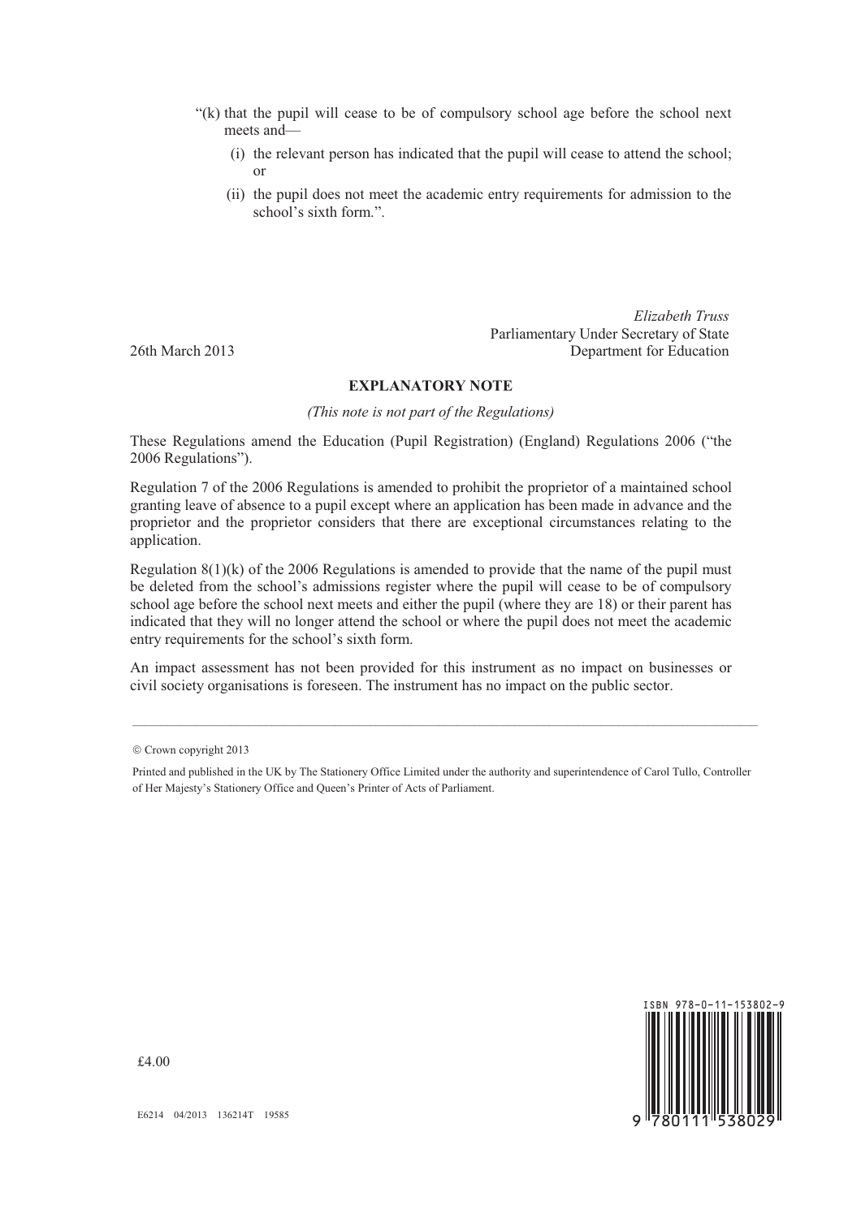"(k) that the pupil will cease to be of compulsory school age before the school next meets and—

   (i) the relevant person has indicated that the pupil will cease to attend the school; or

   (ii) the pupil does not meet the academic entry requirements for admission to the school's sixth form.".

*Elizabeth Truss*
Parliamentary Under Secretary of State
Department for Education

26th March 2013

## EXPLANATORY NOTE

*(This note is not part of the Regulations)*

These Regulations amend the Education (Pupil Registration) (England) Regulations 2006 ("the 2006 Regulations").

Regulation 7 of the 2006 Regulations is amended to prohibit the proprietor of a maintained school granting leave of absence to a pupil except where an application has been made in advance and the proprietor and the proprietor considers that there are exceptional circumstances relating to the application.

Regulation 8(1)(k) of the 2006 Regulations is amended to provide that the name of the pupil must be deleted from the school's admissions register where the pupil will cease to be of compulsory school age before the school next meets and either the pupil (where they are 18) or their parent has indicated that they will no longer attend the school or where the pupil does not meet the academic entry requirements for the school's sixth form.

An impact assessment has not been provided for this instrument as no impact on businesses or civil society organisations is foreseen. The instrument has no impact on the public sector.

---

© Crown copyright 2013

Printed and published in the UK by The Stationery Office Limited under the authority and superintendence of Carol Tullo, Controller of Her Majesty's Stationery Office and Queen's Printer of Acts of Parliament.

£4.00

E6214 04/2013 136214T 19585

ISBN 978-0-11-153802-9